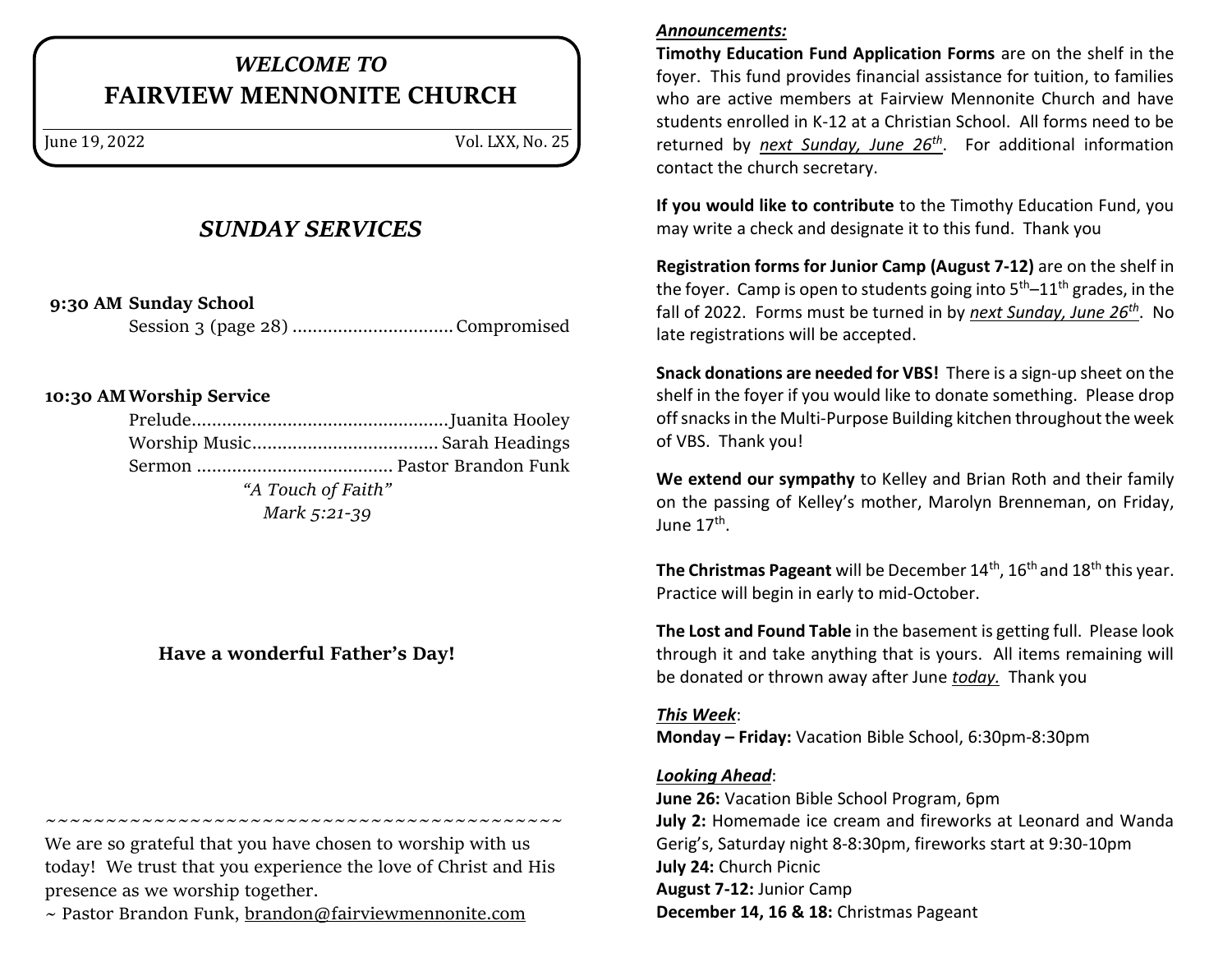# *WELCOME TO*
# FAIRVIEW MENNONITE CHURCH

June 19, 2022 Vol. LXX, No. 25

## *SUNDAY SERVICES*

**9:30 AM Sunday School**

Session 3 (page 28) ................................ Compromised

**10:30 AM Worship Service**

Prelude................................................... Juanita Hooley

Worship Music..................................... Sarah Headings

Sermon ....................................... Pastor Brandon Funk

*"A Touch of Faith"*

*Mark 5:21-39*

**Have a wonderful Father's Day!**

~~~~~~~~~~~~~~~~~~~~~~~~~~~~~~~~~~~~~~~~~~~~~~~~

We are so grateful that you have chosen to worship with us today! We trust that you experience the love of Christ and His presence as we worship together.

~ Pastor Brandon Funk, brandon@fairviewmennonite.com

***Announcements:***

**Timothy Education Fund Application Forms** are on the shelf in the foyer. This fund provides financial assistance for tuition, to families who are active members at Fairview Mennonite Church and have students enrolled in K-12 at a Christian School. All forms need to be returned by ***next Sunday, June 26th***. For additional information contact the church secretary.

**If you would like to contribute** to the Timothy Education Fund, you may write a check and designate it to this fund. Thank you

**Registration forms for Junior Camp (August 7-12)** are on the shelf in the foyer. Camp is open to students going into 5th–11th grades, in the fall of 2022. Forms must be turned in by ***next Sunday, June 26th***. No late registrations will be accepted.

**Snack donations are needed for VBS!** There is a sign-up sheet on the shelf in the foyer if you would like to donate something. Please drop off snacks in the Multi-Purpose Building kitchen throughout the week of VBS. Thank you!

**We extend our sympathy** to Kelley and Brian Roth and their family on the passing of Kelley's mother, Marolyn Brenneman, on Friday, June 17th.

**The Christmas Pageant** will be December 14th, 16th and 18th this year. Practice will begin in early to mid-October.

**The Lost and Found Table** in the basement is getting full. Please look through it and take anything that is yours. All items remaining will be donated or thrown away after June ***today.*** Thank you

***This Week***:

**Monday – Friday:** Vacation Bible School, 6:30pm-8:30pm

***Looking Ahead***:

**June 26:** Vacation Bible School Program, 6pm

**July 2:** Homemade ice cream and fireworks at Leonard and Wanda Gerig's, Saturday night 8-8:30pm, fireworks start at 9:30-10pm

**July 24:** Church Picnic

**August 7-12:** Junior Camp

**December 14, 16 & 18:** Christmas Pageant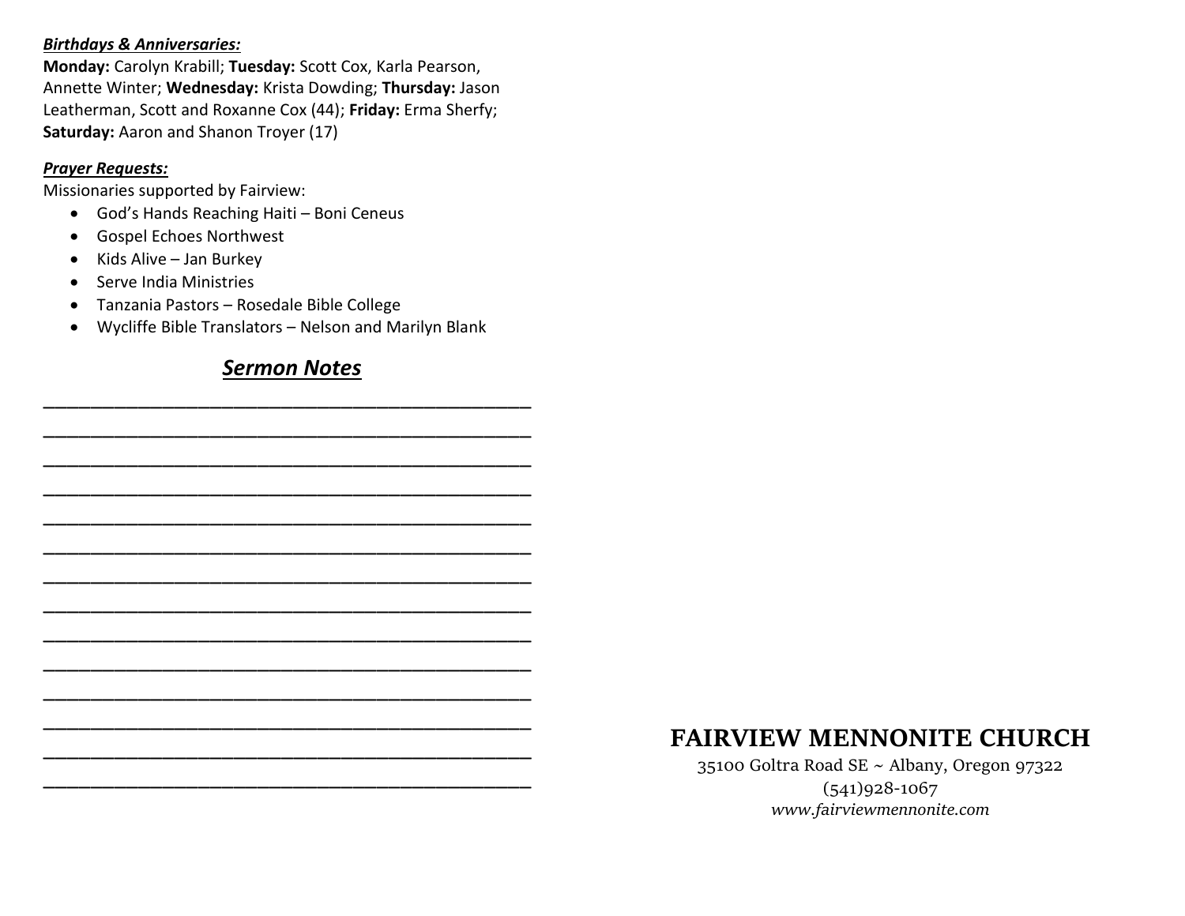***Birthdays & Anniversaries:***

**Monday:** Carolyn Krabill; **Tuesday:** Scott Cox, Karla Pearson, Annette Winter; **Wednesday:** Krista Dowding; **Thursday:** Jason Leatherman, Scott and Roxanne Cox (44); **Friday:** Erma Sherfy; **Saturday:** Aaron and Shanon Troyer (17)

***Prayer Requests:***

Missionaries supported by Fairview:

- God's Hands Reaching Haiti – Boni Ceneus
- Gospel Echoes Northwest
- Kids Alive – Jan Burkey
- Serve India Ministries
- Tanzania Pastors – Rosedale Bible College
- Wycliffe Bible Translators – Nelson and Marilyn Blank

## ***Sermon Notes***

______________________________________________

______________________________________________

______________________________________________

______________________________________________

______________________________________________

______________________________________________

______________________________________________

______________________________________________

______________________________________________

______________________________________________

______________________________________________

______________________________________________

______________________________________________

______________________________________________

# FAIRVIEW MENNONITE CHURCH

35100 Goltra Road SE ~ Albany, Oregon 97322

(541)928-1067

*www.fairviewmennonite.com*